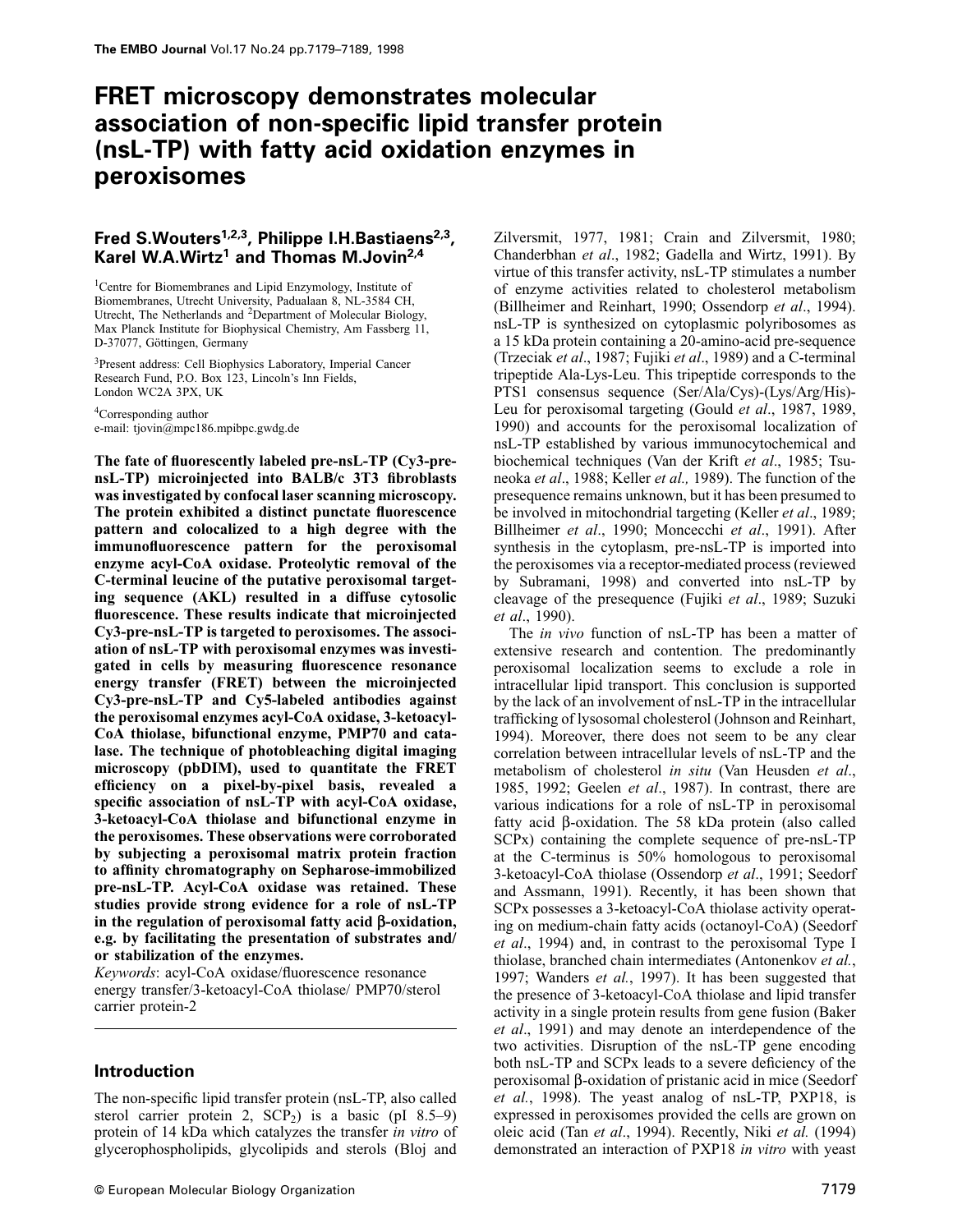# FRET microscopy demonstrates molecular association of non-specific lipid transfer protein (nsL-TP) with fatty acid oxidation enzymes in peroxisomes

**Fred S.Wouters[1,2,3], Philippe I.H.Bastiaens[2,3], Karel W.A.Wirtz[1] and Thomas M.Jovin[2,4]**

[1]Centre for Biomembranes and Lipid Enzymology, Institute of Biomembranes, Utrecht University, Padualaan 8, NL-3584 CH, Utrecht, The Netherlands and [2]Department of Molecular Biology, Max Planck Institute for Biophysical Chemistry, Am Fassberg 11, D-37077, Göttingen, Germany

[3]Present address: Cell Biophysics Laboratory, Imperial Cancer Research Fund, P.O. Box 123, Lincoln's Inn Fields, London WC2A 3PX, UK

[4]Corresponding author
e-mail: tjovin@mpc186.mpibpc.gwdg.de

**The fate of fluorescently labeled pre-nsL-TP (Cy3-pre-nsL-TP) microinjected into BALB/c 3T3 fibroblasts was investigated by confocal laser scanning microscopy. The protein exhibited a distinct punctate fluorescence pattern and colocalized to a high degree with the immunofluorescence pattern for the peroxisomal enzyme acyl-CoA oxidase. Proteolytic removal of the C-terminal leucine of the putative peroxisomal targeting sequence (AKL) resulted in a diffuse cytosolic fluorescence. These results indicate that microinjected Cy3-pre-nsL-TP is targeted to peroxisomes. The association of nsL-TP with peroxisomal enzymes was investigated in cells by measuring fluorescence resonance energy transfer (FRET) between the microinjected Cy3-pre-nsL-TP and Cy5-labeled antibodies against the peroxisomal enzymes acyl-CoA oxidase, 3-ketoacyl-CoA thiolase, bifunctional enzyme, PMP70 and catalase. The technique of photobleaching digital imaging microscopy (pbDIM), used to quantitate the FRET efficiency on a pixel-by-pixel basis, revealed a specific association of nsL-TP with acyl-CoA oxidase, 3-ketoacyl-CoA thiolase and bifunctional enzyme in the peroxisomes. These observations were corroborated by subjecting a peroxisomal matrix protein fraction to affinity chromatography on Sepharose-immobilized pre-nsL-TP. Acyl-CoA oxidase was retained. These studies provide strong evidence for a role of nsL-TP in the regulation of peroxisomal fatty acid β-oxidation, e.g. by facilitating the presentation of substrates and/or stabilization of the enzymes.**

*Keywords*: acyl-CoA oxidase/fluorescence resonance energy transfer/3-ketoacyl-CoA thiolase/ PMP70/sterol carrier protein-2

## Introduction

The non-specific lipid transfer protein (nsL-TP, also called sterol carrier protein 2, $SCP_2$) is a basic (pI 8.5–9) protein of 14 kDa which catalyzes the transfer *in vitro* of glycerophospholipids, glycolipids and sterols (Bloj and Zilversmit, 1977, 1981; Crain and Zilversmit, 1980; Chanderbhan *et al*., 1982; Gadella and Wirtz, 1991). By virtue of this transfer activity, nsL-TP stimulates a number of enzyme activities related to cholesterol metabolism (Billheimer and Reinhart, 1990; Ossendorp *et al*., 1994). nsL-TP is synthesized on cytoplasmic polyribosomes as a 15 kDa protein containing a 20-amino-acid pre-sequence (Trzeciak *et al*., 1987; Fujiki *et al*., 1989) and a C-terminal tripeptide Ala-Lys-Leu. This tripeptide corresponds to the PTS1 consensus sequence (Ser/Ala/Cys)-(Lys/Arg/His)-Leu for peroxisomal targeting (Gould *et al*., 1987, 1989, 1990) and accounts for the peroxisomal localization of nsL-TP established by various immunocytochemical and biochemical techniques (Van der Krift *et al*., 1985; Tsuneoka *et al*., 1988; Keller *et al.,* 1989). The function of the presequence remains unknown, but it has been presumed to be involved in mitochondrial targeting (Keller *et al*., 1989; Billheimer *et al*., 1990; Moncecchi *et al*., 1991). After synthesis in the cytoplasm, pre-nsL-TP is imported into the peroxisomes via a receptor-mediated process (reviewed by Subramani, 1998) and converted into nsL-TP by cleavage of the presequence (Fujiki *et al*., 1989; Suzuki *et al*., 1990).

The *in vivo* function of nsL-TP has been a matter of extensive research and contention. The predominantly peroxisomal localization seems to exclude a role in intracellular lipid transport. This conclusion is supported by the lack of an involvement of nsL-TP in the intracellular trafficking of lysosomal cholesterol (Johnson and Reinhart, 1994). Moreover, there does not seem to be any clear correlation between intracellular levels of nsL-TP and the metabolism of cholesterol *in situ* (Van Heusden *et al*., 1985, 1992; Geelen *et al*., 1987). In contrast, there are various indications for a role of nsL-TP in peroxisomal fatty acid β-oxidation. The 58 kDa protein (also called SCPx) containing the complete sequence of pre-nsL-TP at the C-terminus is 50% homologous to peroxisomal 3-ketoacyl-CoA thiolase (Ossendorp *et al*., 1991; Seedorf and Assmann, 1991). Recently, it has been shown that SCPx possesses a 3-ketoacyl-CoA thiolase activity operating on medium-chain fatty acids (octanoyl-CoA) (Seedorf *et al*., 1994) and, in contrast to the peroxisomal Type I thiolase, branched chain intermediates (Antonenkov *et al.*, 1997; Wanders *et al.*, 1997). It has been suggested that the presence of 3-ketoacyl-CoA thiolase and lipid transfer activity in a single protein results from gene fusion (Baker *et al*., 1991) and may denote an interdependence of the two activities. Disruption of the nsL-TP gene encoding both nsL-TP and SCPx leads to a severe deficiency of the peroxisomal β-oxidation of pristanic acid in mice (Seedorf *et al.*, 1998). The yeast analog of nsL-TP, PXP18, is expressed in peroxisomes provided the cells are grown on oleic acid (Tan *et al*., 1994). Recently, Niki *et al.* (1994) demonstrated an interaction of PXP18 *in vitro* with yeast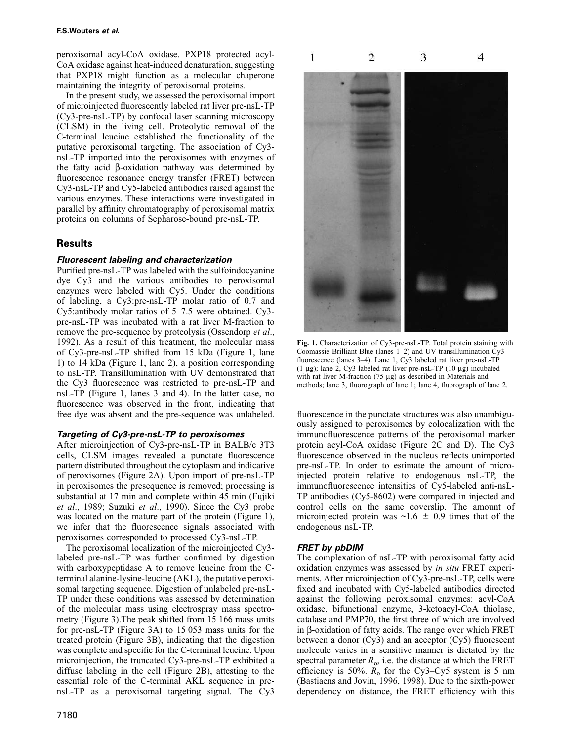peroxisomal acyl-CoA oxidase. PXP18 protected acyl-CoA oxidase against heat-induced denaturation, suggesting that PXP18 might function as a molecular chaperone maintaining the integrity of peroxisomal proteins.

In the present study, we assessed the peroxisomal import of microinjected fluorescently labeled rat liver pre-nsL-TP (Cy3-pre-nsL-TP) by confocal laser scanning microscopy (CLSM) in the living cell. Proteolytic removal of the C-terminal leucine established the functionality of the putative peroxisomal targeting. The association of Cy3-nsL-TP imported into the peroxisomes with enzymes of the fatty acid β-oxidation pathway was determined by fluorescence resonance energy transfer (FRET) between Cy3-nsL-TP and Cy5-labeled antibodies raised against the various enzymes. These interactions were investigated in parallel by affinity chromatography of peroxisomal matrix proteins on columns of Sepharose-bound pre-nsL-TP.

## Results

### *Fluorescent labeling and characterization*

Purified pre-nsL-TP was labeled with the sulfoindocyanine dye Cy3 and the various antibodies to peroxisomal enzymes were labeled with Cy5. Under the conditions of labeling, a Cy3:pre-nsL-TP molar ratio of 0.7 and Cy5:antibody molar ratios of 5–7.5 were obtained. Cy3-pre-nsL-TP was incubated with a rat liver M-fraction to remove the pre-sequence by proteolysis (Ossendorp *et al*., 1992). As a result of this treatment, the molecular mass of Cy3-pre-nsL-TP shifted from 15 kDa (Figure 1, lane 1) to 14 kDa (Figure 1, lane 2), a position corresponding to nsL-TP. Transillumination with UV demonstrated that the Cy3 fluorescence was restricted to pre-nsL-TP and nsL-TP (Figure 1, lanes 3 and 4). In the latter case, no fluorescence was observed in the front, indicating that free dye was absent and the pre-sequence was unlabeled.

**Fig. 1.** Characterization of Cy3-pre-nsL-TP. Total protein staining with Coomassie Brilliant Blue (lanes 1–2) and UV transillumination Cy3 fluorescence (lanes 3–4). Lane 1, Cy3 labeled rat liver pre-nsL-TP (1 μg); lane 2, Cy3 labeled rat liver pre-nsL-TP (10 μg) incubated with rat liver M-fraction (75 μg) as described in Materials and methods; lane 3, fluorograph of lane 1; lane 4, fluorograph of lane 2.

### *Targeting of Cy3-pre-nsL-TP to peroxisomes*

After microinjection of Cy3-pre-nsL-TP in BALB/c 3T3 cells, CLSM images revealed a punctate fluorescence pattern distributed throughout the cytoplasm and indicative of peroxisomes (Figure 2A). Upon import of pre-nsL-TP in peroxisomes the presequence is removed; processing is substantial at 17 min and complete within 45 min (Fujiki *et al*., 1989; Suzuki *et al*., 1990). Since the Cy3 probe was located on the mature part of the protein (Figure 1), we infer that the fluorescence signals associated with peroxisomes corresponded to processed Cy3-nsL-TP.

The peroxisomal localization of the microinjected Cy3-labeled pre-nsL-TP was further confirmed by digestion with carboxypeptidase A to remove leucine from the C-terminal alanine-lysine-leucine (AKL), the putative peroxisomal targeting sequence. Digestion of unlabeled pre-nsL-TP under these conditions was assessed by determination of the molecular mass using electrospray mass spectrometry (Figure 3).The peak shifted from 15 166 mass units for pre-nsL-TP (Figure 3A) to 15 053 mass units for the treated protein (Figure 3B), indicating that the digestion was complete and specific for the C-terminal leucine. Upon microinjection, the truncated Cy3-pre-nsL-TP exhibited a diffuse labeling in the cell (Figure 2B), attesting to the essential role of the C-terminal AKL sequence in pre-nsL-TP as a peroxisomal targeting signal. The Cy3 fluorescence in the punctate structures was also unambiguously assigned to peroxisomes by colocalization with the immunofluorescence patterns of the peroxisomal marker protein acyl-CoA oxidase (Figure 2C and D). The Cy3 fluorescence observed in the nucleus reflects unimported pre-nsL-TP. In order to estimate the amount of microinjected protein relative to endogenous nsL-TP, the immunofluorescence intensities of Cy5-labeled anti-nsL-TP antibodies (Cy5-8602) were compared in injected and control cells on the same coverslip. The amount of microinjected protein was ~1.6 ± 0.9 times that of the endogenous nsL-TP.

### *FRET by pbDIM*

The complexation of nsL-TP with peroxisomal fatty acid oxidation enzymes was assessed by *in situ* FRET experiments. After microinjection of Cy3-pre-nsL-TP, cells were fixed and incubated with Cy5-labeled antibodies directed against the following peroxisomal enzymes: acyl-CoA oxidase, bifunctional enzyme, 3-ketoacyl-CoA thiolase, catalase and PMP70, the first three of which are involved in β-oxidation of fatty acids. The range over which FRET between a donor (Cy3) and an acceptor (Cy5) fluorescent molecule varies in a sensitive manner is dictated by the spectral parameter $R_o$, i.e. the distance at which the FRET efficiency is 50%. $R_o$ for the Cy3–Cy5 system is 5 nm (Bastiaens and Jovin, 1996, 1998). Due to the sixth-power dependency on distance, the FRET efficiency with this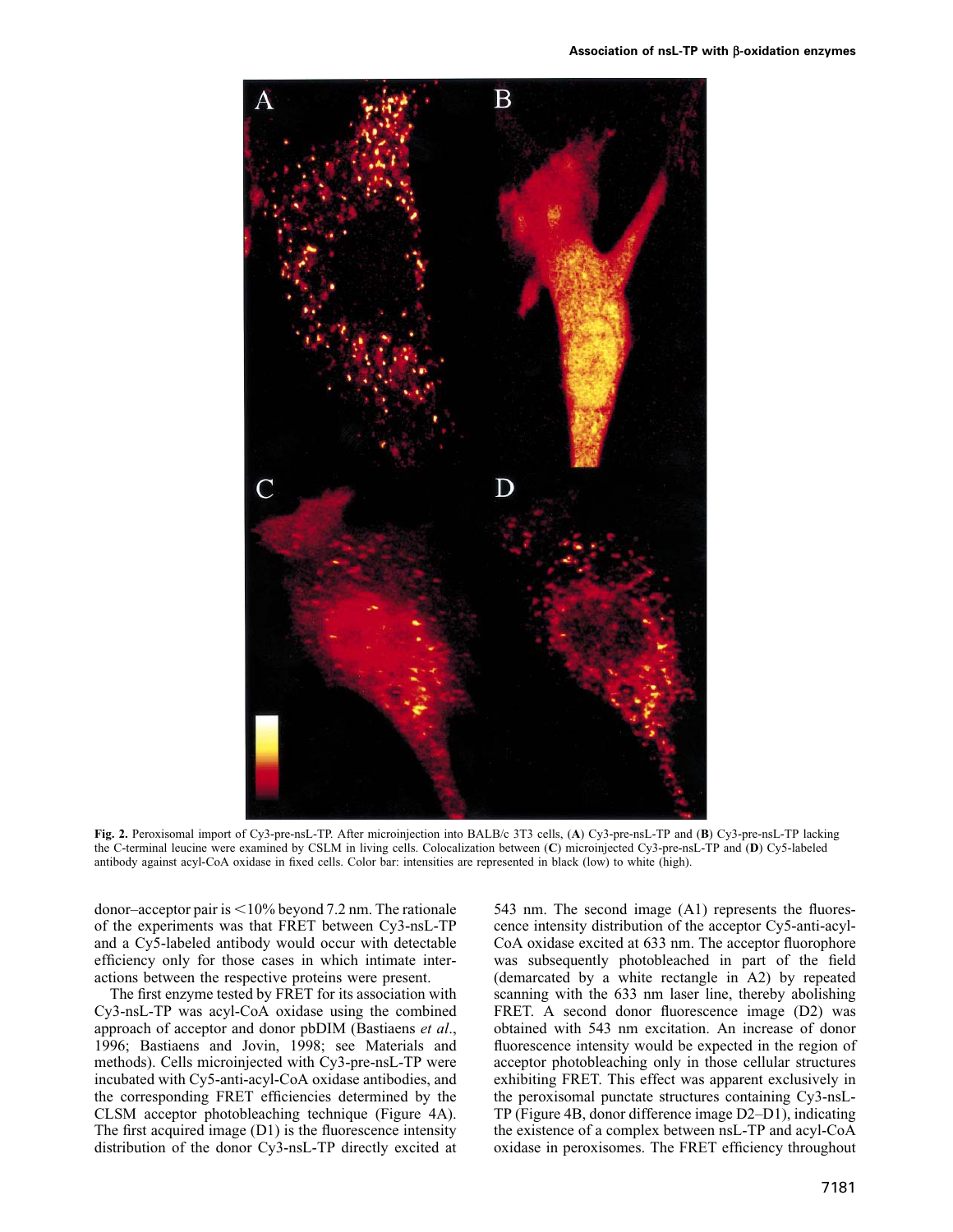**Fig. 2.** Peroxisomal import of Cy3-pre-nsL-TP. After microinjection into BALB/c 3T3 cells, (**A**) Cy3-pre-nsL-TP and (**B**) Cy3-pre-nsL-TP lacking the C-terminal leucine were examined by CSLM in living cells. Colocalization between (**C**) microinjected Cy3-pre-nsL-TP and (**D**) Cy5-labeled antibody against acyl-CoA oxidase in fixed cells. Color bar: intensities are represented in black (low) to white (high).

donor–acceptor pair is <10% beyond 7.2 nm. The rationale of the experiments was that FRET between Cy3-nsL-TP and a Cy5-labeled antibody would occur with detectable efficiency only for those cases in which intimate interactions between the respective proteins were present.

The first enzyme tested by FRET for its association with Cy3-nsL-TP was acyl-CoA oxidase using the combined approach of acceptor and donor pbDIM (Bastiaens *et al*., 1996; Bastiaens and Jovin, 1998; see Materials and methods). Cells microinjected with Cy3-pre-nsL-TP were incubated with Cy5-anti-acyl-CoA oxidase antibodies, and the corresponding FRET efficiencies determined by the CLSM acceptor photobleaching technique (Figure 4A). The first acquired image (D1) is the fluorescence intensity distribution of the donor Cy3-nsL-TP directly excited at 543 nm. The second image (A1) represents the fluorescence intensity distribution of the acceptor Cy5-anti-acyl-CoA oxidase excited at 633 nm. The acceptor fluorophore was subsequently photobleached in part of the field (demarcated by a white rectangle in A2) by repeated scanning with the 633 nm laser line, thereby abolishing FRET. A second donor fluorescence image (D2) was obtained with 543 nm excitation. An increase of donor fluorescence intensity would be expected in the region of acceptor photobleaching only in those cellular structures exhibiting FRET. This effect was apparent exclusively in the peroxisomal punctate structures containing Cy3-nsL-TP (Figure 4B, donor difference image D2–D1), indicating the existence of a complex between nsL-TP and acyl-CoA oxidase in peroxisomes. The FRET efficiency throughout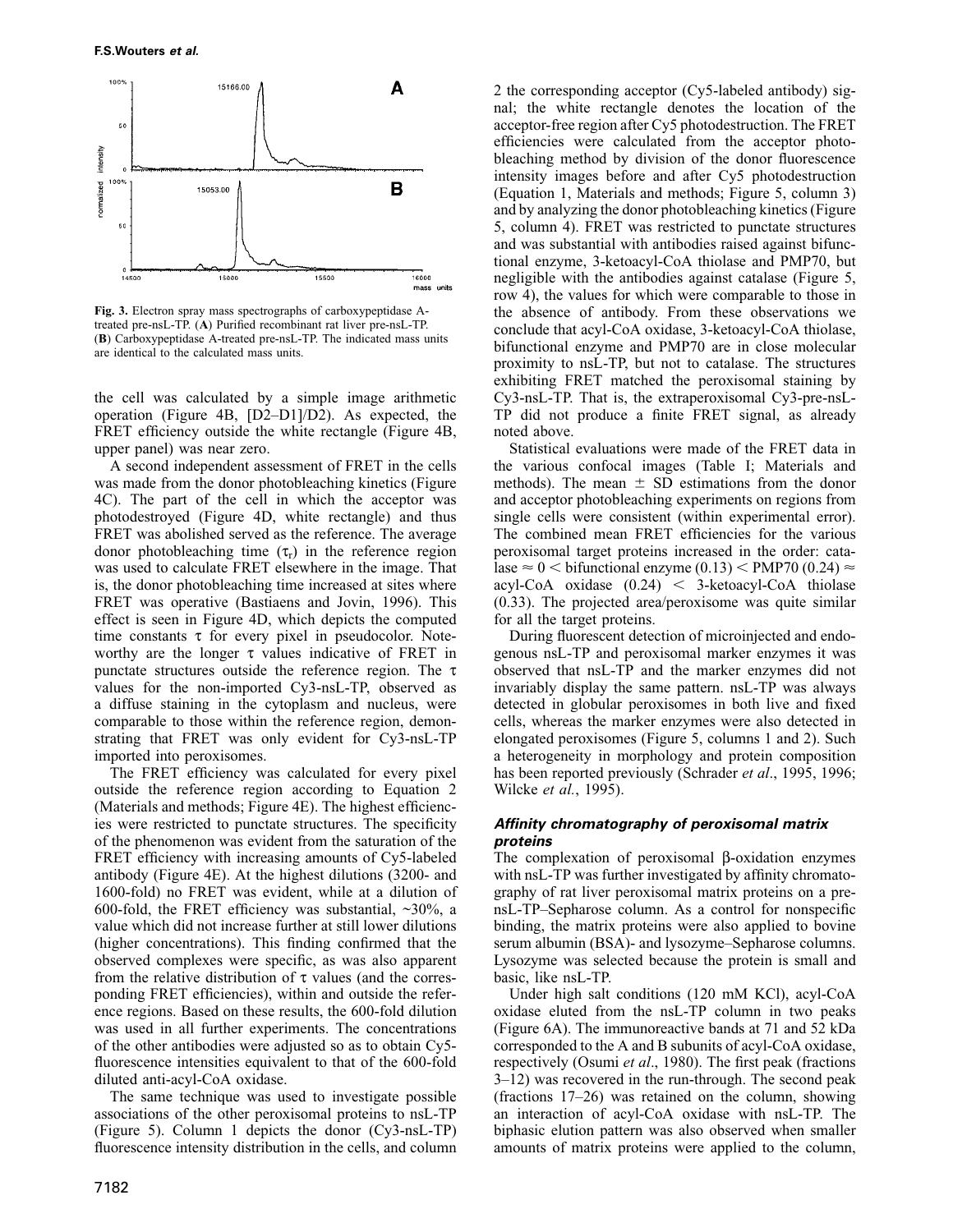Fig. 3. Electron spray mass spectrographs of carboxypeptidase A-treated pre-nsL-TP. (**A**) Purified recombinant rat liver pre-nsL-TP. (**B**) Carboxypeptidase A-treated pre-nsL-TP. The indicated mass units are identical to the calculated mass units.

the cell was calculated by a simple image arithmetic operation (Figure 4B, [D2–D1]/D2). As expected, the FRET efficiency outside the white rectangle (Figure 4B, upper panel) was near zero.

A second independent assessment of FRET in the cells was made from the donor photobleaching kinetics (Figure 4C). The part of the cell in which the acceptor was photodestroyed (Figure 4D, white rectangle) and thus FRET was abolished served as the reference. The average donor photobleaching time ($\tau_r$) in the reference region was used to calculate FRET elsewhere in the image. That is, the donor photobleaching time increased at sites where FRET was operative (Bastiaens and Jovin, 1996). This effect is seen in Figure 4D, which depicts the computed time constants $\tau$ for every pixel in pseudocolor. Noteworthy are the longer $\tau$ values indicative of FRET in punctate structures outside the reference region. The $\tau$ values for the non-imported Cy3-nsL-TP, observed as a diffuse staining in the cytoplasm and nucleus, were comparable to those within the reference region, demonstrating that FRET was only evident for Cy3-nsL-TP imported into peroxisomes.

The FRET efficiency was calculated for every pixel outside the reference region according to Equation 2 (Materials and methods; Figure 4E). The highest efficiencies were restricted to punctate structures. The specificity of the phenomenon was evident from the saturation of the FRET efficiency with increasing amounts of Cy5-labeled antibody (Figure 4E). At the highest dilutions (3200- and 1600-fold) no FRET was evident, while at a dilution of 600-fold, the FRET efficiency was substantial, ~30%, a value which did not increase further at still lower dilutions (higher concentrations). This finding confirmed that the observed complexes were specific, as was also apparent from the relative distribution of $\tau$ values (and the corresponding FRET efficiencies), within and outside the reference regions. Based on these results, the 600-fold dilution was used in all further experiments. The concentrations of the other antibodies were adjusted so as to obtain Cy5-fluorescence intensities equivalent to that of the 600-fold diluted anti-acyl-CoA oxidase.

The same technique was used to investigate possible associations of the other peroxisomal proteins to nsL-TP (Figure 5). Column 1 depicts the donor (Cy3-nsL-TP) fluorescence intensity distribution in the cells, and column 2 the corresponding acceptor (Cy5-labeled antibody) signal; the white rectangle denotes the location of the acceptor-free region after Cy5 photodestruction. The FRET efficiencies were calculated from the acceptor photobleaching method by division of the donor fluorescence intensity images before and after Cy5 photodestruction (Equation 1, Materials and methods; Figure 5, column 3) and by analyzing the donor photobleaching kinetics (Figure 5, column 4). FRET was restricted to punctate structures and was substantial with antibodies raised against bifunctional enzyme, 3-ketoacyl-CoA thiolase and PMP70, but negligible with the antibodies against catalase (Figure 5, row 4), the values for which were comparable to those in the absence of antibody. From these observations we conclude that acyl-CoA oxidase, 3-ketoacyl-CoA thiolase, bifunctional enzyme and PMP70 are in close molecular proximity to nsL-TP, but not to catalase. The structures exhibiting FRET matched the peroxisomal staining by Cy3-nsL-TP. That is, the extraperoxisomal Cy3-pre-nsL-TP did not produce a finite FRET signal, as already noted above.

Statistical evaluations were made of the FRET data in the various confocal images (Table I; Materials and methods). The mean $\pm$ SD estimations from the donor and acceptor photobleaching experiments on regions from single cells were consistent (within experimental error). The combined mean FRET efficiencies for the various peroxisomal target proteins increased in the order: catalase $\approx 0 <$ bifunctional enzyme (0.13) $<$ PMP70 (0.24) $\approx$ acyl-CoA oxidase (0.24) $<$ 3-ketoacyl-CoA thiolase (0.33). The projected area/peroxisome was quite similar for all the target proteins.

During fluorescent detection of microinjected and endogenous nsL-TP and peroxisomal marker enzymes it was observed that nsL-TP and the marker enzymes did not invariably display the same pattern. nsL-TP was always detected in globular peroxisomes in both live and fixed cells, whereas the marker enzymes were also detected in elongated peroxisomes (Figure 5, columns 1 and 2). Such a heterogeneity in morphology and protein composition has been reported previously (Schrader *et al*., 1995, 1996; Wilcke *et al.*, 1995).

### Affinity chromatography of peroxisomal matrix proteins

The complexation of peroxisomal β-oxidation enzymes with nsL-TP was further investigated by affinity chromatography of rat liver peroxisomal matrix proteins on a pre-nsL-TP–Sepharose column. As a control for nonspecific binding, the matrix proteins were also applied to bovine serum albumin (BSA)- and lysozyme–Sepharose columns. Lysozyme was selected because the protein is small and basic, like nsL-TP.

Under high salt conditions (120 mM KCl), acyl-CoA oxidase eluted from the nsL-TP column in two peaks (Figure 6A). The immunoreactive bands at 71 and 52 kDa corresponded to the A and B subunits of acyl-CoA oxidase, respectively (Osumi *et al*., 1980). The first peak (fractions 3–12) was recovered in the run-through. The second peak (fractions 17–26) was retained on the column, showing an interaction of acyl-CoA oxidase with nsL-TP. The biphasic elution pattern was also observed when smaller amounts of matrix proteins were applied to the column,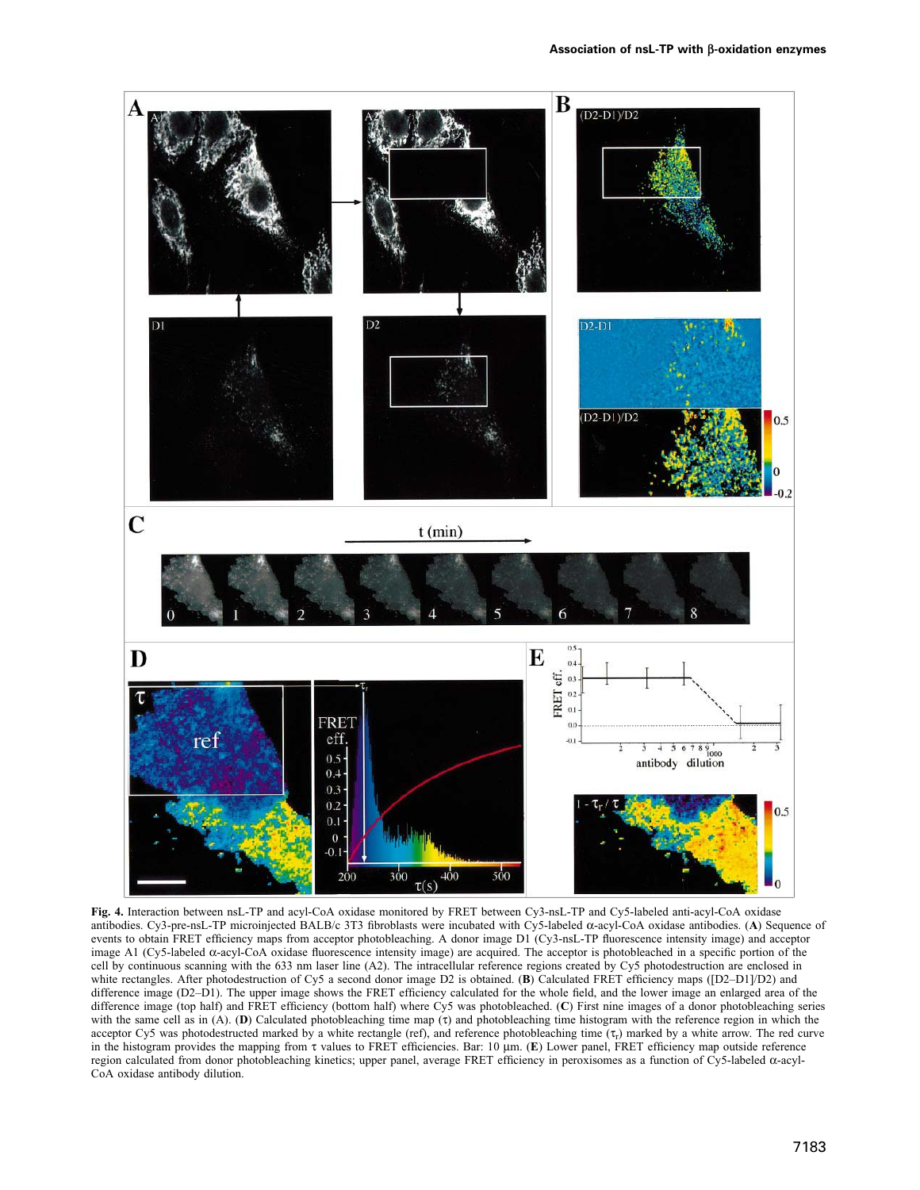**Fig. 4.** Interaction between nsL-TP and acyl-CoA oxidase monitored by FRET between Cy3-nsL-TP and Cy5-labeled anti-acyl-CoA oxidase antibodies. Cy3-pre-nsL-TP microinjected BALB/c 3T3 fibroblasts were incubated with Cy5-labeled α-acyl-CoA oxidase antibodies. (**A**) Sequence of events to obtain FRET efficiency maps from acceptor photobleaching. A donor image D1 (Cy3-nsL-TP fluorescence intensity image) and acceptor image A1 (Cy5-labeled α-acyl-CoA oxidase fluorescence intensity image) are acquired. The acceptor is photobleached in a specific portion of the cell by continuous scanning with the 633 nm laser line (A2). The intracellular reference regions created by Cy5 photodestruction are enclosed in white rectangles. After photodestruction of Cy5 a second donor image D2 is obtained. (**B**) Calculated FRET efficiency maps ([D2–D1]/D2) and difference image (D2–D1). The upper image shows the FRET efficiency calculated for the whole field, and the lower image an enlarged area of the difference image (top half) and FRET efficiency (bottom half) where Cy5 was photobleached. (**C**) First nine images of a donor photobleaching series with the same cell as in (A). (**D**) Calculated photobleaching time map (τ) and photobleaching time histogram with the reference region in which the acceptor Cy5 was photodestructed marked by a white rectangle (ref), and reference photobleaching time ($\tau_r$) marked by a white arrow. The red curve in the histogram provides the mapping from τ values to FRET efficiencies. Bar: 10 μm. (**E**) Lower panel, FRET efficiency map outside reference region calculated from donor photobleaching kinetics; upper panel, average FRET efficiency in peroxisomes as a function of Cy5-labeled α-acyl-CoA oxidase antibody dilution.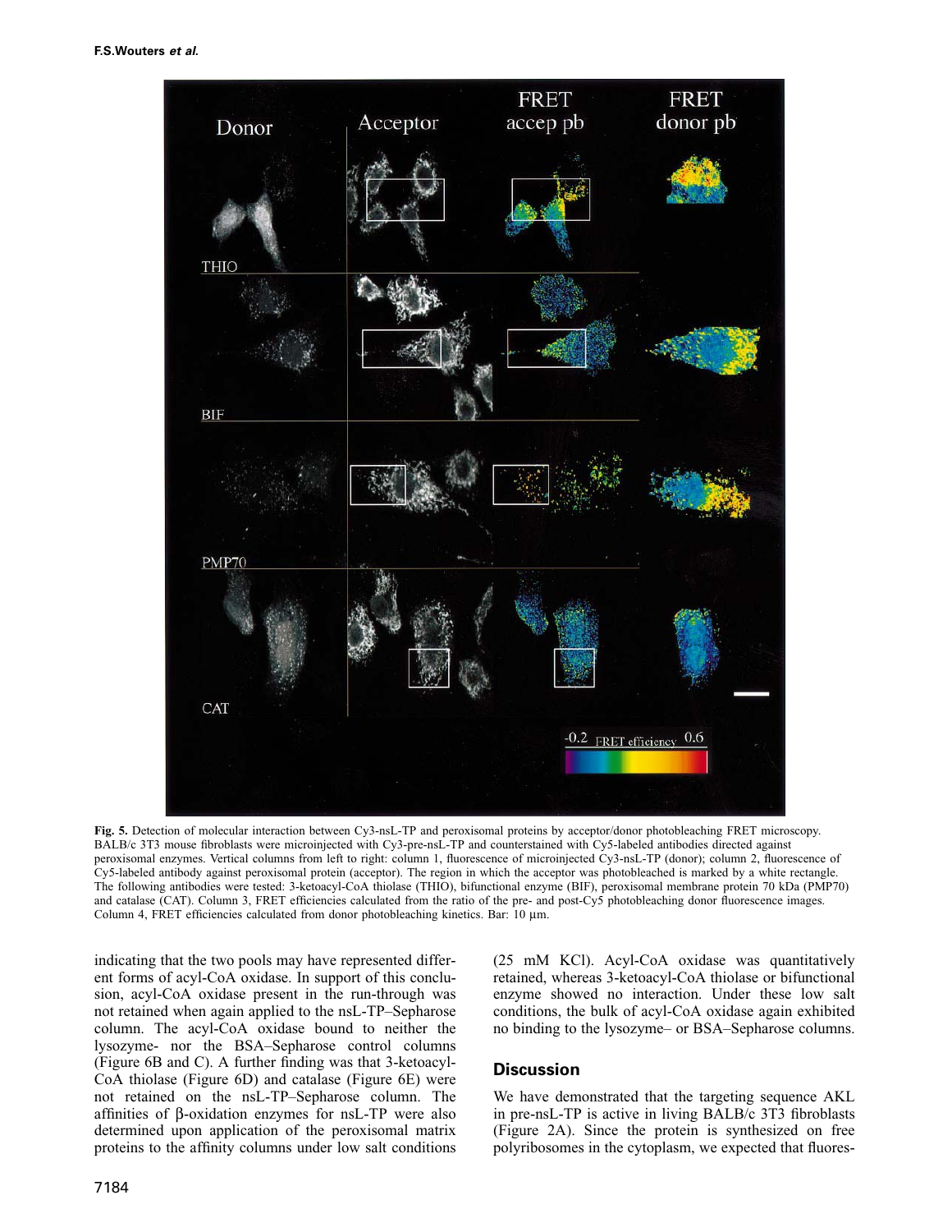**Fig. 5.** Detection of molecular interaction between Cy3-nsL-TP and peroxisomal proteins by acceptor/donor photobleaching FRET microscopy. BALB/c 3T3 mouse fibroblasts were microinjected with Cy3-pre-nsL-TP and counterstained with Cy5-labeled antibodies directed against peroxisomal enzymes. Vertical columns from left to right: column 1, fluorescence of microinjected Cy3-nsL-TP (donor); column 2, fluorescence of Cy5-labeled antibody against peroxisomal protein (acceptor). The region in which the acceptor was photobleached is marked by a white rectangle. The following antibodies were tested: 3-ketoacyl-CoA thiolase (THIO), bifunctional enzyme (BIF), peroxisomal membrane protein 70 kDa (PMP70) and catalase (CAT). Column 3, FRET efficiencies calculated from the ratio of the pre- and post-Cy5 photobleaching donor fluorescence images. Column 4, FRET efficiencies calculated from donor photobleaching kinetics. Bar: 10 μm.

indicating that the two pools may have represented different forms of acyl-CoA oxidase. In support of this conclusion, acyl-CoA oxidase present in the run-through was not retained when again applied to the nsL-TP–Sepharose column. The acyl-CoA oxidase bound to neither the lysozyme- nor the BSA–Sepharose control columns (Figure 6B and C). A further finding was that 3-ketoacyl-CoA thiolase (Figure 6D) and catalase (Figure 6E) were not retained on the nsL-TP–Sepharose column. The affinities of β-oxidation enzymes for nsL-TP were also determined upon application of the peroxisomal matrix proteins to the affinity columns under low salt conditions (25 mM KCl). Acyl-CoA oxidase was quantitatively retained, whereas 3-ketoacyl-CoA thiolase or bifunctional enzyme showed no interaction. Under these low salt conditions, the bulk of acyl-CoA oxidase again exhibited no binding to the lysozyme– or BSA–Sepharose columns.

## Discussion

We have demonstrated that the targeting sequence AKL in pre-nsL-TP is active in living BALB/c 3T3 fibroblasts (Figure 2A). Since the protein is synthesized on free polyribosomes in the cytoplasm, we expected that fluores-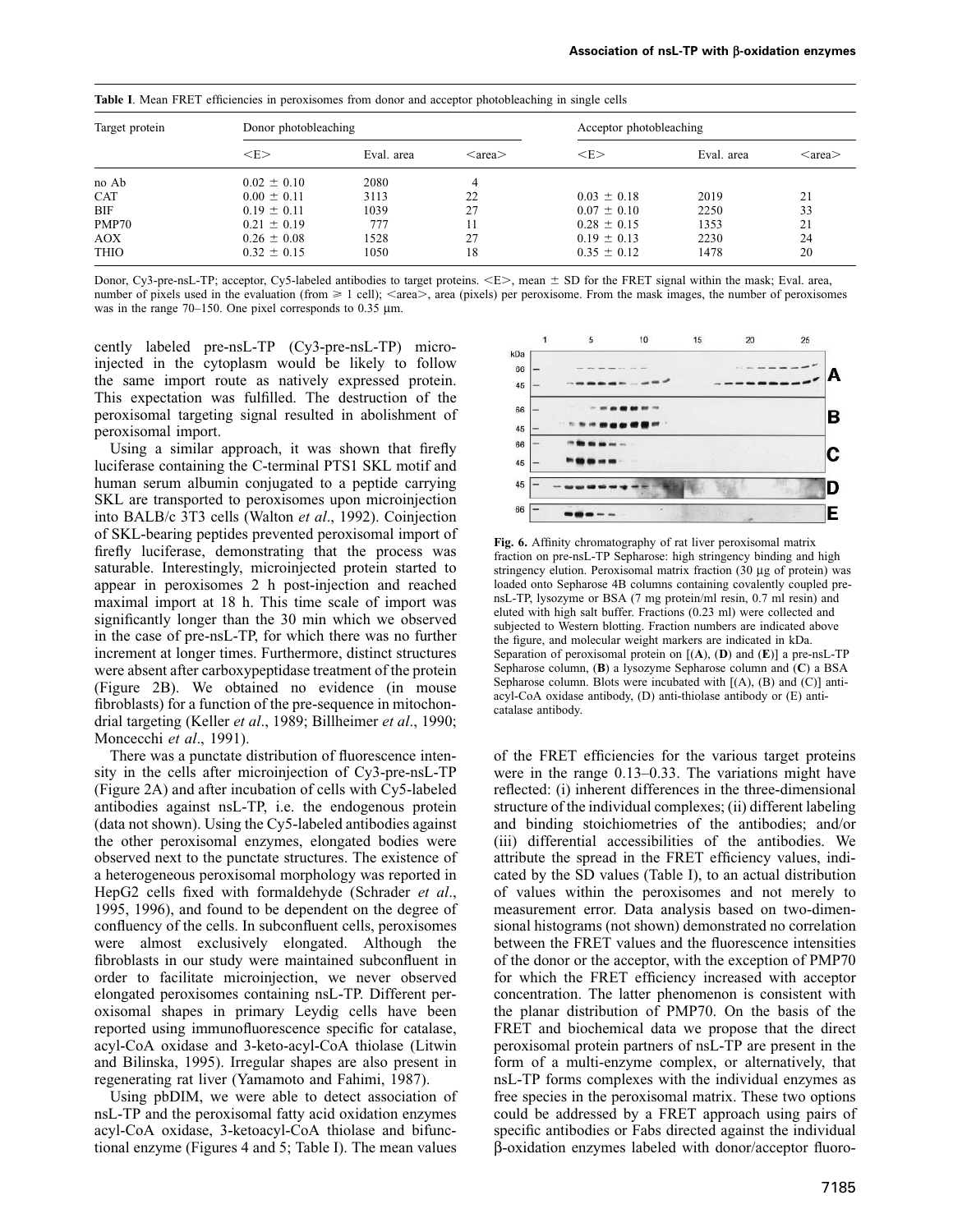**Table I**. Mean FRET efficiencies in peroxisomes from donor and acceptor photobleaching in single cells

| Target protein | Donor photobleaching | | | Acceptor photobleaching | | |
|---|---|---|---|---|---|---|
| | <E> | Eval. area | <area> | <E> | Eval. area | <area> |
| no Ab | 0.02 ± 0.10 | 2080 | 4 | | | |
| CAT | 0.00 ± 0.11 | 3113 | 22 | 0.03 ± 0.18 | 2019 | 21 |
| BIF | 0.19 ± 0.11 | 1039 | 27 | 0.07 ± 0.10 | 2250 | 33 |
| PMP70 | 0.21 ± 0.19 | 777 | 11 | 0.28 ± 0.15 | 1353 | 21 |
| AOX | 0.26 ± 0.08 | 1528 | 27 | 0.19 ± 0.13 | 2230 | 24 |
| THIO | 0.32 ± 0.15 | 1050 | 18 | 0.35 ± 0.12 | 1478 | 20 |

Donor, Cy3-pre-nsL-TP; acceptor, Cy5-labeled antibodies to target proteins. <E>, mean ± SD for the FRET signal within the mask; Eval. area, number of pixels used in the evaluation (from ⩾ 1 cell); <area>, area (pixels) per peroxisome. From the mask images, the number of peroxisomes was in the range 70–150. One pixel corresponds to 0.35 μm.

cently labeled pre-nsL-TP (Cy3-pre-nsL-TP) microinjected in the cytoplasm would be likely to follow the same import route as natively expressed protein. This expectation was fulfilled. The destruction of the peroxisomal targeting signal resulted in abolishment of peroxisomal import.

Using a similar approach, it was shown that firefly luciferase containing the C-terminal PTS1 SKL motif and human serum albumin conjugated to a peptide carrying SKL are transported to peroxisomes upon microinjection into BALB/c 3T3 cells (Walton *et al*., 1992). Coinjection of SKL-bearing peptides prevented peroxisomal import of firefly luciferase, demonstrating that the process was saturable. Interestingly, microinjected protein started to appear in peroxisomes 2 h post-injection and reached maximal import at 18 h. This time scale of import was significantly longer than the 30 min which we observed in the case of pre-nsL-TP, for which there was no further increment at longer times. Furthermore, distinct structures were absent after carboxypeptidase treatment of the protein (Figure 2B). We obtained no evidence (in mouse fibroblasts) for a function of the pre-sequence in mitochondrial targeting (Keller *et al*., 1989; Billheimer *et al*., 1990; Moncecchi *et al*., 1991).

There was a punctate distribution of fluorescence intensity in the cells after microinjection of Cy3-pre-nsL-TP (Figure 2A) and after incubation of cells with Cy5-labeled antibodies against nsL-TP, i.e. the endogenous protein (data not shown). Using the Cy5-labeled antibodies against the other peroxisomal enzymes, elongated bodies were observed next to the punctate structures. The existence of a heterogeneous peroxisomal morphology was reported in HepG2 cells fixed with formaldehyde (Schrader *et al*., 1995, 1996), and found to be dependent on the degree of confluency of the cells. In subconfluent cells, peroxisomes were almost exclusively elongated. Although the fibroblasts in our study were maintained subconfluent in order to facilitate microinjection, we never observed elongated peroxisomes containing nsL-TP. Different peroxisomal shapes in primary Leydig cells have been reported using immunofluorescence specific for catalase, acyl-CoA oxidase and 3-keto-acyl-CoA thiolase (Litwin and Bilinska, 1995). Irregular shapes are also present in regenerating rat liver (Yamamoto and Fahimi, 1987).

Using pbDIM, we were able to detect association of nsL-TP and the peroxisomal fatty acid oxidation enzymes acyl-CoA oxidase, 3-ketoacyl-CoA thiolase and bifunctional enzyme (Figures 4 and 5; Table I). The mean values of the FRET efficiencies for the various target proteins were in the range 0.13–0.33. The variations might have reflected: (i) inherent differences in the three-dimensional structure of the individual complexes; (ii) different labeling and binding stoichiometries of the antibodies; and/or (iii) differential accessibilities of the antibodies. We attribute the spread in the FRET efficiency values, indicated by the SD values (Table I), to an actual distribution of values within the peroxisomes and not merely to measurement error. Data analysis based on two-dimensional histograms (not shown) demonstrated no correlation between the FRET values and the fluorescence intensities of the donor or the acceptor, with the exception of PMP70 for which the FRET efficiency increased with acceptor concentration. The latter phenomenon is consistent with the planar distribution of PMP70. On the basis of the FRET and biochemical data we propose that the direct peroxisomal protein partners of nsL-TP are present in the form of a multi-enzyme complex, or alternatively, that nsL-TP forms complexes with the individual enzymes as free species in the peroxisomal matrix. These two options could be addressed by a FRET approach using pairs of specific antibodies or Fabs directed against the individual β-oxidation enzymes labeled with donor/acceptor fluoro-

**Fig. 6.** Affinity chromatography of rat liver peroxisomal matrix fraction on pre-nsL-TP Sepharose: high stringency binding and high stringency elution. Peroxisomal matrix fraction (30 μg of protein) was loaded onto Sepharose 4B columns containing covalently coupled pre-nsL-TP, lysozyme or BSA (7 mg protein/ml resin, 0.7 ml resin) and eluted with high salt buffer. Fractions (0.23 ml) were collected and subjected to Western blotting. Fraction numbers are indicated above the figure, and molecular weight markers are indicated in kDa. Separation of peroxisomal protein on [(**A**), (**D**) and (**E**)] a pre-nsL-TP Sepharose column, (**B**) a lysozyme Sepharose column and (**C**) a BSA Sepharose column. Blots were incubated with [(A), (B) and (C)] anti-acyl-CoA oxidase antibody, (D) anti-thiolase antibody or (E) anti-catalase antibody.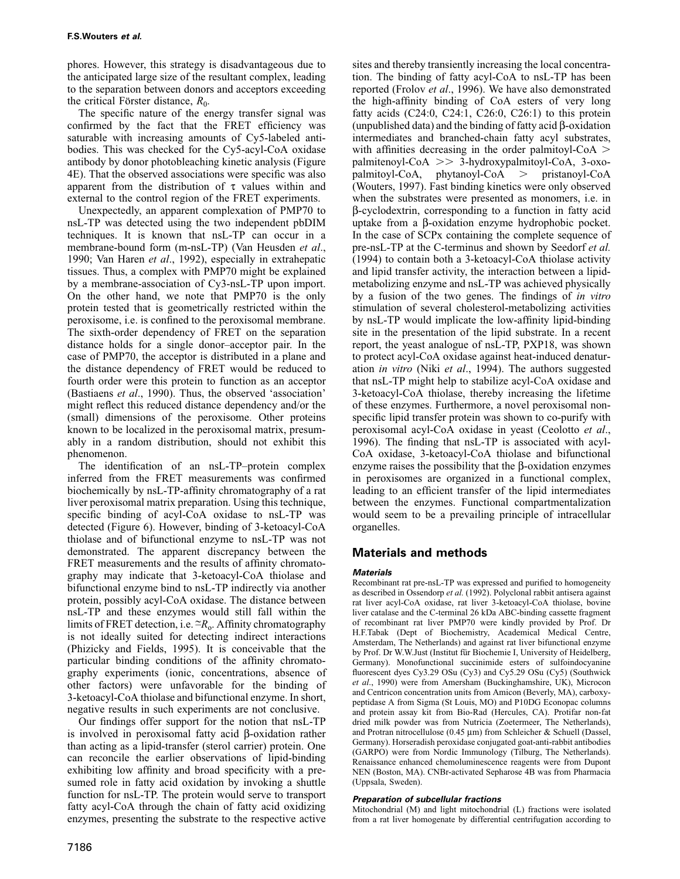phores. However, this strategy is disadvantageous due to the anticipated large size of the resultant complex, leading to the separation between donors and acceptors exceeding the critical Förster distance, $R_0$.

The specific nature of the energy transfer signal was confirmed by the fact that the FRET efficiency was saturable with increasing amounts of Cy5-labeled antibodies. This was checked for the Cy5-acyl-CoA oxidase antibody by donor photobleaching kinetic analysis (Figure 4E). That the observed associations were specific was also apparent from the distribution of τ values within and external to the control region of the FRET experiments.

Unexpectedly, an apparent complexation of PMP70 to nsL-TP was detected using the two independent pbDIM techniques. It is known that nsL-TP can occur in a membrane-bound form (m-nsL-TP) (Van Heusden *et al*., 1990; Van Haren *et al*., 1992), especially in extrahepatic tissues. Thus, a complex with PMP70 might be explained by a membrane-association of Cy3-nsL-TP upon import. On the other hand, we note that PMP70 is the only protein tested that is geometrically restricted within the peroxisome, i.e. is confined to the peroxisomal membrane. The sixth-order dependency of FRET on the separation distance holds for a single donor–acceptor pair. In the case of PMP70, the acceptor is distributed in a plane and the distance dependency of FRET would be reduced to fourth order were this protein to function as an acceptor (Bastiaens *et al*., 1990). Thus, the observed 'association' might reflect this reduced distance dependency and/or the (small) dimensions of the peroxisome. Other proteins known to be localized in the peroxisomal matrix, presumably in a random distribution, should not exhibit this phenomenon.

The identification of an nsL-TP–protein complex inferred from the FRET measurements was confirmed biochemically by nsL-TP-affinity chromatography of a rat liver peroxisomal matrix preparation. Using this technique, specific binding of acyl-CoA oxidase to nsL-TP was detected (Figure 6). However, binding of 3-ketoacyl-CoA thiolase and of bifunctional enzyme to nsL-TP was not demonstrated. The apparent discrepancy between the FRET measurements and the results of affinity chromatography may indicate that 3-ketoacyl-CoA thiolase and bifunctional enzyme bind to nsL-TP indirectly via another protein, possibly acyl-CoA oxidase. The distance between nsL-TP and these enzymes would still fall within the limits of FRET detection, i.e. $\simeq R_o$. Affinity chromatography is not ideally suited for detecting indirect interactions (Phizicky and Fields, 1995). It is conceivable that the particular binding conditions of the affinity chromatography experiments (ionic, concentrations, absence of other factors) were unfavorable for the binding of 3-ketoacyl-CoA thiolase and bifunctional enzyme. In short, negative results in such experiments are not conclusive.

Our findings offer support for the notion that nsL-TP is involved in peroxisomal fatty acid β-oxidation rather than acting as a lipid-transfer (sterol carrier) protein. One can reconcile the earlier observations of lipid-binding exhibiting low affinity and broad specificity with a presumed role in fatty acid oxidation by invoking a shuttle function for nsL-TP. The protein would serve to transport fatty acyl-CoA through the chain of fatty acid oxidizing enzymes, presenting the substrate to the respective active sites and thereby transiently increasing the local concentration. The binding of fatty acyl-CoA to nsL-TP has been reported (Frolov *et al*., 1996). We have also demonstrated the high-affinity binding of CoA esters of very long fatty acids (C24:0, C24:1, C26:0, C26:1) to this protein (unpublished data) and the binding of fatty acid β-oxidation intermediates and branched-chain fatty acyl substrates, with affinities decreasing in the order palmitoyl-CoA > palmitenoyl-CoA >> 3-hydroxypalmitoyl-CoA, 3-oxo-palmitoyl-CoA, phytanoyl-CoA > pristanoyl-CoA (Wouters, 1997). Fast binding kinetics were only observed when the substrates were presented as monomers, i.e. in β-cyclodextrin, corresponding to a function in fatty acid uptake from a β-oxidation enzyme hydrophobic pocket. In the case of SCPx containing the complete sequence of pre-nsL-TP at the C-terminus and shown by Seedorf *et al.* (1994) to contain both a 3-ketoacyl-CoA thiolase activity and lipid transfer activity, the interaction between a lipid-metabolizing enzyme and nsL-TP was achieved physically by a fusion of the two genes. The findings of *in vitro* stimulation of several cholesterol-metabolizing activities by nsL-TP would implicate the low-affinity lipid-binding site in the presentation of the lipid substrate. In a recent report, the yeast analogue of nsL-TP, PXP18, was shown to protect acyl-CoA oxidase against heat-induced denaturation *in vitro* (Niki *et al*., 1994). The authors suggested that nsL-TP might help to stabilize acyl-CoA oxidase and 3-ketoacyl-CoA thiolase, thereby increasing the lifetime of these enzymes. Furthermore, a novel peroxisomal non-specific lipid transfer protein was shown to co-purify with peroxisomal acyl-CoA oxidase in yeast (Ceolotto *et al*., 1996). The finding that nsL-TP is associated with acyl-CoA oxidase, 3-ketoacyl-CoA thiolase and bifunctional enzyme raises the possibility that the β-oxidation enzymes in peroxisomes are organized in a functional complex, leading to an efficient transfer of the lipid intermediates between the enzymes. Functional compartmentalization would seem to be a prevailing principle of intracellular organelles.

## Materials and methods

### Materials

Recombinant rat pre-nsL-TP was expressed and purified to homogeneity as described in Ossendorp *et al.* (1992). Polyclonal rabbit antisera against rat liver acyl-CoA oxidase, rat liver 3-ketoacyl-CoA thiolase, bovine liver catalase and the C-terminal 26 kDa ABC-binding cassette fragment of recombinant rat liver PMP70 were kindly provided by Prof. Dr H.F.Tabak (Dept of Biochemistry, Academical Medical Centre, Amsterdam, The Netherlands) and against rat liver bifunctional enzyme by Prof. Dr W.W.Just (Institut für Biochemie I, University of Heidelberg, Germany). Monofunctional succinimide esters of sulfoindocyanine fluorescent dyes Cy3.29 OSu (Cy3) and Cy5.29 OSu (Cy5) (Southwick *et al*., 1990) were from Amersham (Buckinghamshire, UK), Microcon and Centricon concentration units from Amicon (Beverly, MA), carboxypeptidase A from Sigma (St Louis, MO) and P10DG Econopac columns and protein assay kit from Bio-Rad (Hercules, CA). Protifar non-fat dried milk powder was from Nutricia (Zoetermeer, The Netherlands), and Protran nitrocellulose (0.45 μm) from Schleicher & Schuell (Dassel, Germany). Horseradish peroxidase conjugated goat-anti-rabbit antibodies (GARPO) were from Nordic Immunology (Tilburg, The Netherlands). Renaissance enhanced chemoluminescence reagents were from Dupont NEN (Boston, MA). CNBr-activated Sepharose 4B was from Pharmacia (Uppsala, Sweden).

### Preparation of subcellular fractions

Mitochondrial (M) and light mitochondrial (L) fractions were isolated from a rat liver homogenate by differential centrifugation according to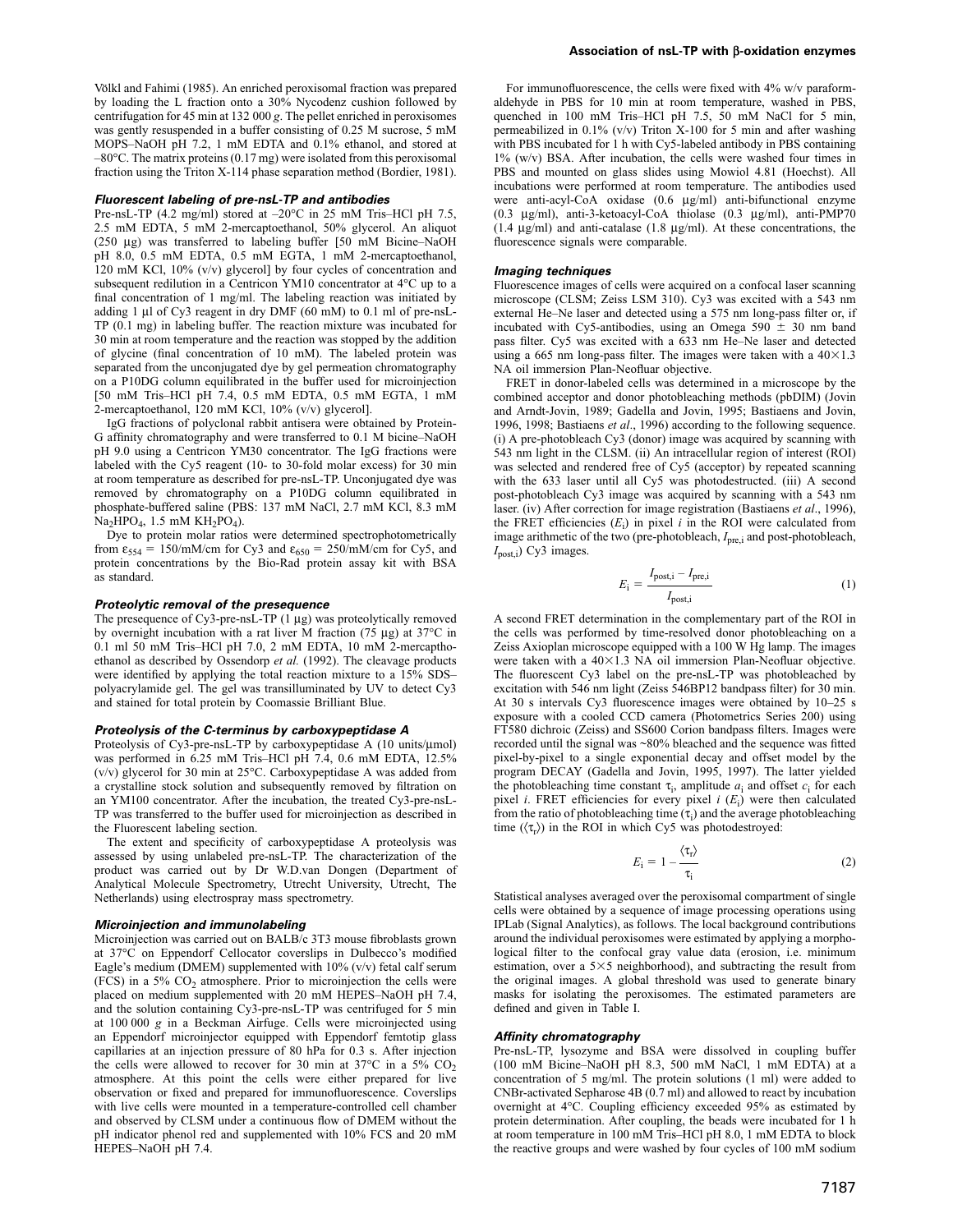Völkl and Fahimi (1985). An enriched peroxisomal fraction was prepared by loading the L fraction onto a 30% Nycodenz cushion followed by centrifugation for 45 min at 132 000 *g*. The pellet enriched in peroxisomes was gently resuspended in a buffer consisting of 0.25 M sucrose, 5 mM MOPS–NaOH pH 7.2, 1 mM EDTA and 0.1% ethanol, and stored at –80°C. The matrix proteins (0.17 mg) were isolated from this peroxisomal fraction using the Triton X-114 phase separation method (Bordier, 1981).

### *Fluorescent labeling of pre-nsL-TP and antibodies*

Pre-nsL-TP (4.2 mg/ml) stored at –20°C in 25 mM Tris–HCl pH 7.5, 2.5 mM EDTA, 5 mM 2-mercaptoethanol, 50% glycerol. An aliquot (250 μg) was transferred to labeling buffer [50 mM Bicine–NaOH pH 8.0, 0.5 mM EDTA, 0.5 mM EGTA, 1 mM 2-mercaptoethanol, 120 mM KCl, 10% (v/v) glycerol] by four cycles of concentration and subsequent redilution in a Centricon YM10 concentrator at 4°C up to a final concentration of 1 mg/ml. The labeling reaction was initiated by adding 1 μl of Cy3 reagent in dry DMF (60 mM) to 0.1 ml of pre-nsL-TP (0.1 mg) in labeling buffer. The reaction mixture was incubated for 30 min at room temperature and the reaction was stopped by the addition of glycine (final concentration of 10 mM). The labeled protein was separated from the unconjugated dye by gel permeation chromatography on a P10DG column equilibrated in the buffer used for microinjection [50 mM Tris–HCl pH 7.4, 0.5 mM EDTA, 0.5 mM EGTA, 1 mM 2-mercaptoethanol, 120 mM KCl, 10% (v/v) glycerol].

IgG fractions of polyclonal rabbit antisera were obtained by Protein-G affinity chromatography and were transferred to 0.1 M bicine–NaOH pH 9.0 using a Centricon YM30 concentrator. The IgG fractions were labeled with the Cy5 reagent (10- to 30-fold molar excess) for 30 min at room temperature as described for pre-nsL-TP. Unconjugated dye was removed by chromatography on a P10DG column equilibrated in phosphate-buffered saline (PBS: 137 mM NaCl, 2.7 mM KCl, 8.3 mM $Na_2HPO_4$, 1.5 mM $KH_2PO_4$).

Dye to protein molar ratios were determined spectrophotometrically from $\varepsilon_{554}$ = 150/mM/cm for Cy3 and $\varepsilon_{650}$ = 250/mM/cm for Cy5, and protein concentrations by the Bio-Rad protein assay kit with BSA as standard.

### *Proteolytic removal of the presequence*

The presequence of Cy3-pre-nsL-TP (1 μg) was proteolytically removed by overnight incubation with a rat liver M fraction (75 μg) at 37°C in 0.1 ml 50 mM Tris–HCl pH 7.0, 2 mM EDTA, 10 mM 2-mercaptoethanol as described by Ossendorp *et al.* (1992). The cleavage products were identified by applying the total reaction mixture to a 15% SDS–polyacrylamide gel. The gel was transilluminated by UV to detect Cy3 and stained for total protein by Coomassie Brilliant Blue.

### *Proteolysis of the C-terminus by carboxypeptidase A*

Proteolysis of Cy3-pre-nsL-TP by carboxypeptidase A (10 units/μmol) was performed in 6.25 mM Tris–HCl pH 7.4, 0.6 mM EDTA, 12.5% (v/v) glycerol for 30 min at 25°C. Carboxypeptidase A was added from a crystalline stock solution and subsequently removed by filtration on an YM100 concentrator. After the incubation, the treated Cy3-pre-nsL-TP was transferred to the buffer used for microinjection as described in the Fluorescent labeling section.

The extent and specificity of carboxypeptidase A proteolysis was assessed by using unlabeled pre-nsL-TP. The characterization of the product was carried out by Dr W.D.van Dongen (Department of Analytical Molecule Spectrometry, Utrecht University, Utrecht, The Netherlands) using electrospray mass spectrometry.

### *Microinjection and immunolabeling*

Microinjection was carried out on BALB/c 3T3 mouse fibroblasts grown at 37°C on Eppendorf Cellocator coverslips in Dulbecco's modified Eagle's medium (DMEM) supplemented with 10% (v/v) fetal calf serum (FCS) in a 5% $CO_2$ atmosphere. Prior to microinjection the cells were placed on medium supplemented with 20 mM HEPES–NaOH pH 7.4, and the solution containing Cy3-pre-nsL-TP was centrifuged for 5 min at 100 000 *g* in a Beckman Airfuge. Cells were microinjected using an Eppendorf microinjector equipped with Eppendorf femtotip glass capillaries at an injection pressure of 80 hPa for 0.3 s. After injection the cells were allowed to recover for 30 min at 37°C in a 5% $CO_2$ atmosphere. At this point the cells were either prepared for live observation or fixed and prepared for immunofluorescence. Coverslips with live cells were mounted in a temperature-controlled cell chamber and observed by CLSM under a continuous flow of DMEM without the pH indicator phenol red and supplemented with 10% FCS and 20 mM HEPES–NaOH pH 7.4.

For immunofluorescence, the cells were fixed with 4% w/v paraformaldehyde in PBS for 10 min at room temperature, washed in PBS, quenched in 100 mM Tris–HCl pH 7.5, 50 mM NaCl for 5 min, permeabilized in 0.1% (v/v) Triton X-100 for 5 min and after washing with PBS incubated for 1 h with Cy5-labeled antibody in PBS containing 1% (w/v) BSA. After incubation, the cells were washed four times in PBS and mounted on glass slides using Mowiol 4.81 (Hoechst). All incubations were performed at room temperature. The antibodies used were anti-acyl-CoA oxidase (0.6 μg/ml) anti-bifunctional enzyme (0.3 μg/ml), anti-3-ketoacyl-CoA thiolase (0.3 μg/ml), anti-PMP70 (1.4 μg/ml) and anti-catalase (1.8 μg/ml). At these concentrations, the fluorescence signals were comparable.

### *Imaging techniques*

Fluorescence images of cells were acquired on a confocal laser scanning microscope (CLSM; Zeiss LSM 310). Cy3 was excited with a 543 nm external He–Ne laser and detected using a 575 nm long-pass filter or, if incubated with Cy5-antibodies, using an Omega 590 ± 30 nm band pass filter. Cy5 was excited with a 633 nm He–Ne laser and detected using a 665 nm long-pass filter. The images were taken with a 40×1.3 NA oil immersion Plan-Neofluar objective.

FRET in donor-labeled cells was determined in a microscope by the combined acceptor and donor photobleaching methods (pbDIM) (Jovin and Arndt-Jovin, 1989; Gadella and Jovin, 1995; Bastiaens and Jovin, 1996, 1998; Bastiaens *et al*., 1996) according to the following sequence. (i) A pre-photobleach Cy3 (donor) image was acquired by scanning with 543 nm light in the CLSM. (ii) An intracellular region of interest (ROI) was selected and rendered free of Cy5 (acceptor) by repeated scanning with the 633 laser until all Cy5 was photodestructed. (iii) A second post-photobleach Cy3 image was acquired by scanning with a 543 nm laser. (iv) After correction for image registration (Bastiaens *et al*., 1996), the FRET efficiencies ($E_i$) in pixel *i* in the ROI were calculated from image arithmetic of the two (pre-photobleach, $I_{pre,i}$ and post-photobleach, $I_{post,i}$) Cy3 images.

$$E_i = \frac{I_{post,i} - I_{pre,i}}{I_{post,i}} \quad (1)$$

A second FRET determination in the complementary part of the ROI in the cells was performed by time-resolved donor photobleaching on a Zeiss Axioplan microscope equipped with a 100 W Hg lamp. The images were taken with a 40×1.3 NA oil immersion Plan-Neofluar objective. The fluorescent Cy3 label on the pre-nsL-TP was photobleached by excitation with 546 nm light (Zeiss 546BP12 bandpass filter) for 30 min. At 30 s intervals Cy3 fluorescence images were obtained by 10–25 s exposure with a cooled CCD camera (Photometrics Series 200) using FT580 dichroic (Zeiss) and SS600 Corion bandpass filters. Images were recorded until the signal was ~80% bleached and the sequence was fitted pixel-by-pixel to a single exponential decay and offset model by the program DECAY (Gadella and Jovin, 1995, 1997). The latter yielded the photobleaching time constant $\tau_i$, amplitude $a_i$ and offset $c_i$ for each pixel *i*. FRET efficiencies for every pixel *i* ($E_i$) were then calculated from the ratio of photobleaching time ($\tau_i$) and the average photobleaching time ($\langle\tau_r\rangle$) in the ROI in which Cy5 was photodestroyed:

$$E_i = 1 - \frac{\langle\tau_r\rangle}{\tau_i} \quad (2)$$

Statistical analyses averaged over the peroxisomal compartment of single cells were obtained by a sequence of image processing operations using IPLab (Signal Analytics), as follows. The local background contributions around the individual peroxisomes were estimated by applying a morphological filter to the confocal gray value data (erosion, i.e. minimum estimation, over a 5×5 neighborhood), and subtracting the result from the original images. A global threshold was used to generate binary masks for isolating the peroxisomes. The estimated parameters are defined and given in Table I.

### *Affinity chromatography*

Pre-nsL-TP, lysozyme and BSA were dissolved in coupling buffer (100 mM Bicine–NaOH pH 8.3, 500 mM NaCl, 1 mM EDTA) at a concentration of 5 mg/ml. The protein solutions (1 ml) were added to CNBr-activated Sepharose 4B (0.7 ml) and allowed to react by incubation overnight at 4°C. Coupling efficiency exceeded 95% as estimated by protein determination. After coupling, the beads were incubated for 1 h at room temperature in 100 mM Tris–HCl pH 8.0, 1 mM EDTA to block the reactive groups and were washed by four cycles of 100 mM sodium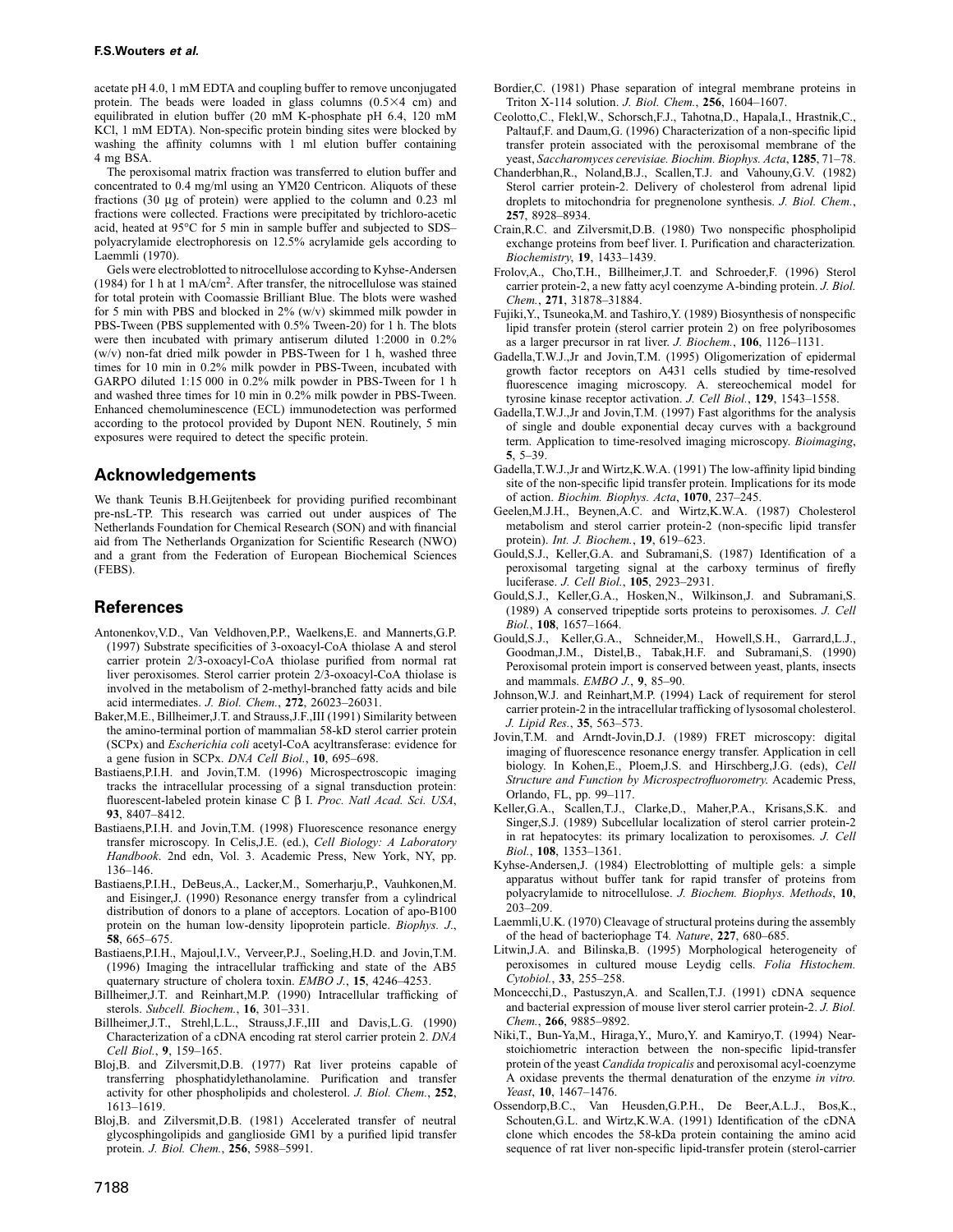acetate pH 4.0, 1 mM EDTA and coupling buffer to remove unconjugated protein. The beads were loaded in glass columns (0.5×4 cm) and equilibrated in elution buffer (20 mM K-phosphate pH 6.4, 120 mM KCl, 1 mM EDTA). Non-specific protein binding sites were blocked by washing the affinity columns with 1 ml elution buffer containing 4 mg BSA.

The peroxisomal matrix fraction was transferred to elution buffer and concentrated to 0.4 mg/ml using an YM20 Centricon. Aliquots of these fractions (30 µg of protein) were applied to the column and 0.23 ml fractions were collected. Fractions were precipitated by trichloro-acetic acid, heated at 95°C for 5 min in sample buffer and subjected to SDS–polyacrylamide electrophoresis on 12.5% acrylamide gels according to Laemmli (1970).

Gels were electroblotted to nitrocellulose according to Kyhse-Andersen (1984) for 1 h at 1 mA/cm$^2$. After transfer, the nitrocellulose was stained for total protein with Coomassie Brilliant Blue. The blots were washed for 5 min with PBS and blocked in 2% (w/v) skimmed milk powder in PBS-Tween (PBS supplemented with 0.5% Tween-20) for 1 h. The blots were then incubated with primary antiserum diluted 1:2000 in 0.2% (w/v) non-fat dried milk powder in PBS-Tween for 1 h, washed three times for 10 min in 0.2% milk powder in PBS-Tween, incubated with GARPO diluted 1:15 000 in 0.2% milk powder in PBS-Tween for 1 h and washed three times for 10 min in 0.2% milk powder in PBS-Tween. Enhanced chemoluminescence (ECL) immunodetection was performed according to the protocol provided by Dupont NEN. Routinely, 5 min exposures were required to detect the specific protein.

## Acknowledgements

We thank Teunis B.H.Geijtenbeek for providing purified recombinant pre-nsL-TP. This research was carried out under auspices of The Netherlands Foundation for Chemical Research (SON) and with financial aid from The Netherlands Organization for Scientific Research (NWO) and a grant from the Federation of European Biochemical Sciences (FEBS).

## References

Antonenkov,V.D., Van Veldhoven,P.P., Waelkens,E. and Mannerts,G.P. (1997) Substrate specificities of 3-oxoacyl-CoA thiolase A and sterol carrier protein 2/3-oxoacyl-CoA thiolase purified from normal rat liver peroxisomes. Sterol carrier protein 2/3-oxoacyl-CoA thiolase is involved in the metabolism of 2-methyl-branched fatty acids and bile acid intermediates. *J. Biol. Chem.*, **272**, 26023–26031.

Baker,M.E., Billheimer,J.T. and Strauss,J.F.,III (1991) Similarity between the amino-terminal portion of mammalian 58-kD sterol carrier protein (SCPx) and *Escherichia coli* acetyl-CoA acyltransferase: evidence for a gene fusion in SCPx. *DNA Cell Biol.*, **10**, 695–698.

Bastiaens,P.I.H. and Jovin,T.M. (1996) Microspectroscopic imaging tracks the intracellular processing of a signal transduction protein: fluorescent-labeled protein kinase C β I. *Proc. Natl Acad. Sci. USA*, **93**, 8407–8412.

Bastiaens,P.I.H. and Jovin,T.M. (1998) Fluorescence resonance energy transfer microscopy. In Celis,J.E. (ed.), *Cell Biology: A Laboratory Handbook*. 2nd edn, Vol. 3. Academic Press, New York, NY, pp. 136–146.

Bastiaens,P.I.H., DeBeus,A., Lacker,M., Somerharju,P., Vauhkonen,M. and Eisinger,J. (1990) Resonance energy transfer from a cylindrical distribution of donors to a plane of acceptors. Location of apo-B100 protein on the human low-density lipoprotein particle. *Biophys. J.*, **58**, 665–675.

Bastiaens,P.I.H., Majoul,I.V., Verveer,P.J., Soeling,H.D. and Jovin,T.M. (1996) Imaging the intracellular trafficking and state of the AB5 quaternary structure of cholera toxin. *EMBO J.*, **15**, 4246–4253.

Billheimer,J.T. and Reinhart,M.P. (1990) Intracellular trafficking of sterols. *Subcell. Biochem.*, **16**, 301–331.

Billheimer,J.T., Strehl,L.L., Strauss,J.F.,III and Davis,L.G. (1990) Characterization of a cDNA encoding rat sterol carrier protein 2. *DNA Cell Biol.*, **9**, 159–165.

Bloj,B. and Zilversmit,D.B. (1977) Rat liver proteins capable of transferring phosphatidylethanolamine. Purification and transfer activity for other phospholipids and cholesterol. *J. Biol. Chem.*, **252**, 1613–1619.

Bloj,B. and Zilversmit,D.B. (1981) Accelerated transfer of neutral glycosphingolipids and ganglioside GM1 by a purified lipid transfer protein. *J. Biol. Chem.*, **256**, 5988–5991.

Bordier,C. (1981) Phase separation of integral membrane proteins in Triton X-114 solution. *J. Biol. Chem.*, **256**, 1604–1607.

Ceolotto,C., Flekl,W., Schorsch,F.J., Tahotna,D., Hapala,I., Hrastnik,C., Paltauf,F. and Daum,G. (1996) Characterization of a non-specific lipid transfer protein associated with the peroxisomal membrane of the yeast, *Saccharomyces cerevisiae*. *Biochim. Biophys. Acta*, **1285**, 71–78.

Chanderbhan,R., Noland,B.J., Scallen,T.J. and Vahouny,G.V. (1982) Sterol carrier protein-2. Delivery of cholesterol from adrenal lipid droplets to mitochondria for pregnenolone synthesis. *J. Biol. Chem.*, **257**, 8928–8934.

Crain,R.C. and Zilversmit,D.B. (1980) Two nonspecific phospholipid exchange proteins from beef liver. I. Purification and characterization. *Biochemistry*, **19**, 1433–1439.

Frolov,A., Cho,T.H., Billheimer,J.T. and Schroeder,F. (1996) Sterol carrier protein-2, a new fatty acyl coenzyme A-binding protein. *J. Biol. Chem.*, **271**, 31878–31884.

Fujiki,Y., Tsuneoka,M. and Tashiro,Y. (1989) Biosynthesis of nonspecific lipid transfer protein (sterol carrier protein 2) on free polyribosomes as a larger precursor in rat liver. *J. Biochem.*, **106**, 1126–1131.

Gadella,T.W.J.,Jr and Jovin,T.M. (1995) Oligomerization of epidermal growth factor receptors on A431 cells studied by time-resolved fluorescence imaging microscopy. A. stereochemical model for tyrosine kinase receptor activation. *J. Cell Biol.*, **129**, 1543–1558.

Gadella,T.W.J.,Jr and Jovin,T.M. (1997) Fast algorithms for the analysis of single and double exponential decay curves with a background term. Application to time-resolved imaging microscopy. *Bioimaging*, **5**, 5–39.

Gadella,T.W.J.,Jr and Wirtz,K.W.A. (1991) The low-affinity lipid binding site of the non-specific lipid transfer protein. Implications for its mode of action. *Biochim. Biophys. Acta*, **1070**, 237–245.

Geelen,M.J.H., Beynen,A.C. and Wirtz,K.W.A. (1987) Cholesterol metabolism and sterol carrier protein-2 (non-specific lipid transfer protein). *Int. J. Biochem.*, **19**, 619–623.

Gould,S.J., Keller,G.A. and Subramani,S. (1987) Identification of a peroxisomal targeting signal at the carboxy terminus of firefly luciferase. *J. Cell Biol.*, **105**, 2923–2931.

Gould,S.J., Keller,G.A., Hosken,N., Wilkinson,J. and Subramani,S. (1989) A conserved tripeptide sorts proteins to peroxisomes. *J. Cell Biol.*, **108**, 1657–1664.

Gould,S.J., Keller,G.A., Schneider,M., Howell,S.H., Garrard,L.J., Goodman,J.M., Distel,B., Tabak,H.F. and Subramani,S. (1990) Peroxisomal protein import is conserved between yeast, plants, insects and mammals. *EMBO J.*, **9**, 85–90.

Johnson,W.J. and Reinhart,M.P. (1994) Lack of requirement for sterol carrier protein-2 in the intracellular trafficking of lysosomal cholesterol. *J. Lipid Res.*, **35**, 563–573.

Jovin,T.M. and Arndt-Jovin,D.J. (1989) FRET microscopy: digital imaging of fluorescence resonance energy transfer. Application in cell biology. In Kohen,E., Ploem,J.S. and Hirschberg,J.G. (eds), *Cell Structure and Function by Microspectrofluorometry*. Academic Press, Orlando, FL, pp. 99–117.

Keller,G.A., Scallen,T.J., Clarke,D., Maher,P.A., Krisans,S.K. and Singer,S.J. (1989) Subcellular localization of sterol carrier protein-2 in rat hepatocytes: its primary localization to peroxisomes. *J. Cell Biol.*, **108**, 1353–1361.

Kyhse-Andersen,J. (1984) Electroblotting of multiple gels: a simple apparatus without buffer tank for rapid transfer of proteins from polyacrylamide to nitrocellulose. *J. Biochem. Biophys. Methods*, **10**, 203–209.

Laemmli,U.K. (1970) Cleavage of structural proteins during the assembly of the head of bacteriophage T4. *Nature*, **227**, 680–685.

Litwin,J.A. and Bilinska,B. (1995) Morphological heterogeneity of peroxisomes in cultured mouse Leydig cells. *Folia Histochem. Cytobiol.*, **33**, 255–258.

Moncecchi,D., Pastuszyn,A. and Scallen,T.J. (1991) cDNA sequence and bacterial expression of mouse liver sterol carrier protein-2. *J. Biol. Chem.*, **266**, 9885–9892.

Niki,T., Bun-Ya,M., Hiraga,Y., Muro,Y. and Kamiryo,T. (1994) Near-stoichiometric interaction between the non-specific lipid-transfer protein of the yeast *Candida tropicalis* and peroxisomal acyl-coenzyme A oxidase prevents the thermal denaturation of the enzyme *in vitro*. *Yeast*, **10**, 1467–1476.

Ossendorp,B.C., Van Heusden,G.P.H., De Beer,A.L.J., Bos,K., Schouten,G.L. and Wirtz,K.W.A. (1991) Identification of the cDNA clone which encodes the 58-kDa protein containing the amino acid sequence of rat liver non-specific lipid-transfer protein (sterol-carrier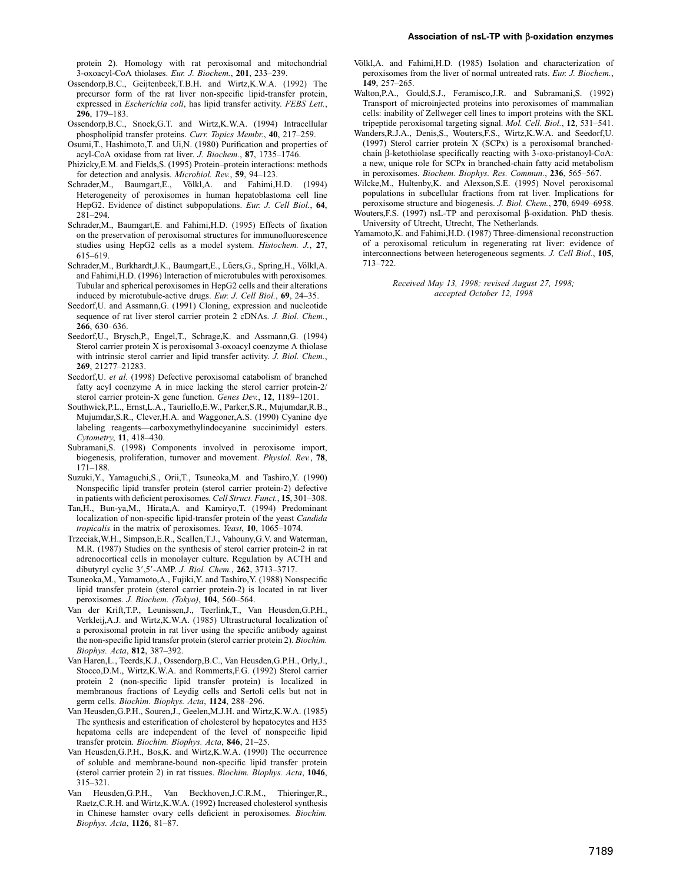protein 2). Homology with rat peroxisomal and mitochondrial 3-oxoacyl-CoA thiolases. *Eur. J. Biochem.*, **201**, 233–239.

Ossendorp,B.C., Geijtenbeek,T.B.H. and Wirtz,K.W.A. (1992) The precursor form of the rat liver non-specific lipid-transfer protein, expressed in *Escherichia coli*, has lipid transfer activity. *FEBS Lett.*, **296**, 179–183.

Ossendorp,B.C., Snoek,G.T. and Wirtz,K.W.A. (1994) Intracellular phospholipid transfer proteins. *Curr. Topics Membr.*, **40**, 217–259.

Osumi,T., Hashimoto,T. and Ui,N. (1980) Purification and properties of acyl-CoA oxidase from rat liver. *J. Biochem.*, **87**, 1735–1746.

Phizicky,E.M. and Fields,S. (1995) Protein–protein interactions: methods for detection and analysis. *Microbiol. Rev.*, **59**, 94–123.

Schrader,M., Baumgart,E., Völkl,A. and Fahimi,H.D. (1994) Heterogeneity of peroxisomes in human hepatoblastoma cell line HepG2. Evidence of distinct subpopulations. *Eur. J. Cell Biol.*, **64**, 281–294.

Schrader,M., Baumgart,E. and Fahimi,H.D. (1995) Effects of fixation on the preservation of peroxisomal structures for immunofluorescence studies using HepG2 cells as a model system. *Histochem. J.*, **27**, 615–619.

Schrader,M., Burkhardt,J.K., Baumgart,E., Lüers,G., Spring,H., Völkl,A. and Fahimi,H.D. (1996) Interaction of microtubules with peroxisomes. Tubular and spherical peroxisomes in HepG2 cells and their alterations induced by microtubule-active drugs. *Eur. J. Cell Biol.*, **69**, 24–35.

Seedorf,U. and Assmann,G. (1991) Cloning, expression and nucleotide sequence of rat liver sterol carrier protein 2 cDNAs. *J. Biol. Chem.*, **266**, 630–636.

Seedorf,U., Brysch,P., Engel,T., Schrage,K. and Assmann,G. (1994) Sterol carrier protein X is peroxisomal 3-oxoacyl coenzyme A thiolase with intrinsic sterol carrier and lipid transfer activity. *J. Biol. Chem.*, **269**, 21277–21283.

Seedorf,U. *et al*. (1998) Defective peroxisomal catabolism of branched fatty acyl coenzyme A in mice lacking the sterol carrier protein-2/sterol carrier protein-X gene function. *Genes Dev.*, **12**, 1189–1201.

Southwick,P.L., Ernst,L.A., Tauriello,E.W., Parker,S.R., Mujumdar,R.B., Mujumdar,S.R., Clever,H.A. and Waggoner,A.S. (1990) Cyanine dye labeling reagents—carboxymethylindocyanine succinimidyl esters. *Cytometry*, **11**, 418–430.

Subramani,S. (1998) Components involved in peroxisome import, biogenesis, proliferation, turnover and movement. *Physiol. Rev.*, **78**, 171–188.

Suzuki,Y., Yamaguchi,S., Orii,T., Tsuneoka,M. and Tashiro,Y. (1990) Nonspecific lipid transfer protein (sterol carrier protein-2) defective in patients with deficient peroxisomes. *Cell Struct. Funct.*, **15**, 301–308.

Tan,H., Bun-ya,M., Hirata,A. and Kamiryo,T. (1994) Predominant localization of non-specific lipid-transfer protein of the yeast *Candida tropicalis* in the matrix of peroxisomes. *Yeast*, **10**, 1065–1074.

Trzeciak,W.H., Simpson,E.R., Scallen,T.J., Vahouny,G.V. and Waterman, M.R. (1987) Studies on the synthesis of sterol carrier protein-2 in rat adrenocortical cells in monolayer culture. Regulation by ACTH and dibutyryl cyclic 3′,5′-AMP. *J. Biol. Chem.*, **262**, 3713–3717.

Tsuneoka,M., Yamamoto,A., Fujiki,Y. and Tashiro,Y. (1988) Nonspecific lipid transfer protein (sterol carrier protein-2) is located in rat liver peroxisomes. *J. Biochem. (Tokyo)*, **104**, 560–564.

Van der Krift,T.P., Leunissen,J., Teerlink,T., Van Heusden,G.P.H., Verkleij,A.J. and Wirtz,K.W.A. (1985) Ultrastructural localization of a peroxisomal protein in rat liver using the specific antibody against the non-specific lipid transfer protein (sterol carrier protein 2). *Biochim. Biophys. Acta*, **812**, 387–392.

Van Haren,L., Teerds,K.J., Ossendorp,B.C., Van Heusden,G.P.H., Orly,J., Stocco,D.M., Wirtz,K.W.A. and Rommerts,F.G. (1992) Sterol carrier protein 2 (non-specific lipid transfer protein) is localized in membranous fractions of Leydig cells and Sertoli cells but not in germ cells. *Biochim. Biophys. Acta*, **1124**, 288–296.

Van Heusden,G.P.H., Souren,J., Geelen,M.J.H. and Wirtz,K.W.A. (1985) The synthesis and esterification of cholesterol by hepatocytes and H35 hepatoma cells are independent of the level of nonspecific lipid transfer protein. *Biochim. Biophys. Acta*, **846**, 21–25.

Van Heusden,G.P.H., Bos,K. and Wirtz,K.W.A. (1990) The occurrence of soluble and membrane-bound non-specific lipid transfer protein (sterol carrier protein 2) in rat tissues. *Biochim. Biophys. Acta*, **1046**, 315–321.

Van Heusden,G.P.H., Van Beckhoven,J.C.R.M., Thieringer,R., Raetz,C.R.H. and Wirtz,K.W.A. (1992) Increased cholesterol synthesis in Chinese hamster ovary cells deficient in peroxisomes. *Biochim. Biophys. Acta*, **1126**, 81–87.

Völkl,A. and Fahimi,H.D. (1985) Isolation and characterization of peroxisomes from the liver of normal untreated rats. *Eur. J. Biochem.*, **149**, 257–265.

Walton,P.A., Gould,S.J., Feramisco,J.R. and Subramani,S. (1992) Transport of microinjected proteins into peroxisomes of mammalian cells: inability of Zellweger cell lines to import proteins with the SKL tripeptide peroxisomal targeting signal. *Mol. Cell. Biol.*, **12**, 531–541.

Wanders,R.J.A., Denis,S., Wouters,F.S., Wirtz,K.W.A. and Seedorf,U. (1997) Sterol carrier protein X (SCPx) is a peroxisomal branched-chain β-ketothiolase specifically reacting with 3-oxo-pristanoyl-CoA: a new, unique role for SCPx in branched-chain fatty acid metabolism in peroxisomes. *Biochem. Biophys. Res. Commun.*, **236**, 565–567.

Wilcke,M., Hultenby,K. and Alexson,S.E. (1995) Novel peroxisomal populations in subcellular fractions from rat liver. Implications for peroxisome structure and biogenesis. *J. Biol. Chem.*, **270**, 6949–6958.

Wouters,F.S. (1997) nsL-TP and peroxisomal β-oxidation. PhD thesis. University of Utrecht, Utrecht, The Netherlands.

Yamamoto,K. and Fahimi,H.D. (1987) Three-dimensional reconstruction of a peroxisomal reticulum in regenerating rat liver: evidence of interconnections between heterogeneous segments. *J. Cell Biol.*, **105**, 713–722.

*Received May 13, 1998; revised August 27, 1998; accepted October 12, 1998*